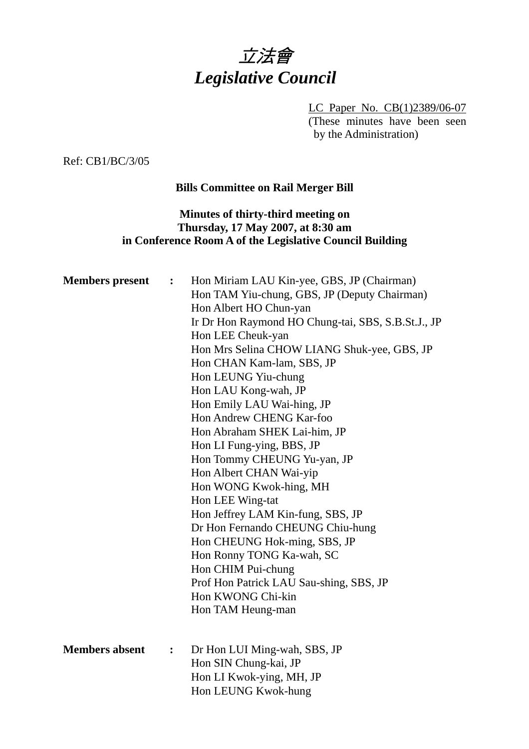# 立法會
# *Legislative Council*

LC Paper No. CB(1)2389/06-07
(These minutes have been seen by the Administration)

Ref: CB1/BC/3/05

**Bills Committee on Rail Merger Bill**

**Minutes of thirty-third meeting on**
**Thursday, 17 May 2007, at 8:30 am**
**in Conference Room A of the Legislative Council Building**

**Members present :**

Hon Miriam LAU Kin-yee, GBS, JP (Chairman)
Hon TAM Yiu-chung, GBS, JP (Deputy Chairman)
Hon Albert HO Chun-yan
Ir Dr Hon Raymond HO Chung-tai, SBS, S.B.St.J., JP
Hon LEE Cheuk-yan
Hon Mrs Selina CHOW LIANG Shuk-yee, GBS, JP
Hon CHAN Kam-lam, SBS, JP
Hon LEUNG Yiu-chung
Hon LAU Kong-wah, JP
Hon Emily LAU Wai-hing, JP
Hon Andrew CHENG Kar-foo
Hon Abraham SHEK Lai-him, JP
Hon LI Fung-ying, BBS, JP
Hon Tommy CHEUNG Yu-yan, JP
Hon Albert CHAN Wai-yip
Hon WONG Kwok-hing, MH
Hon LEE Wing-tat
Hon Jeffrey LAM Kin-fung, SBS, JP
Dr Hon Fernando CHEUNG Chiu-hung
Hon CHEUNG Hok-ming, SBS, JP
Hon Ronny TONG Ka-wah, SC
Hon CHIM Pui-chung
Prof Hon Patrick LAU Sau-shing, SBS, JP
Hon KWONG Chi-kin
Hon TAM Heung-man

**Members absent :**

Dr Hon LUI Ming-wah, SBS, JP
Hon SIN Chung-kai, JP
Hon LI Kwok-ying, MH, JP
Hon LEUNG Kwok-hung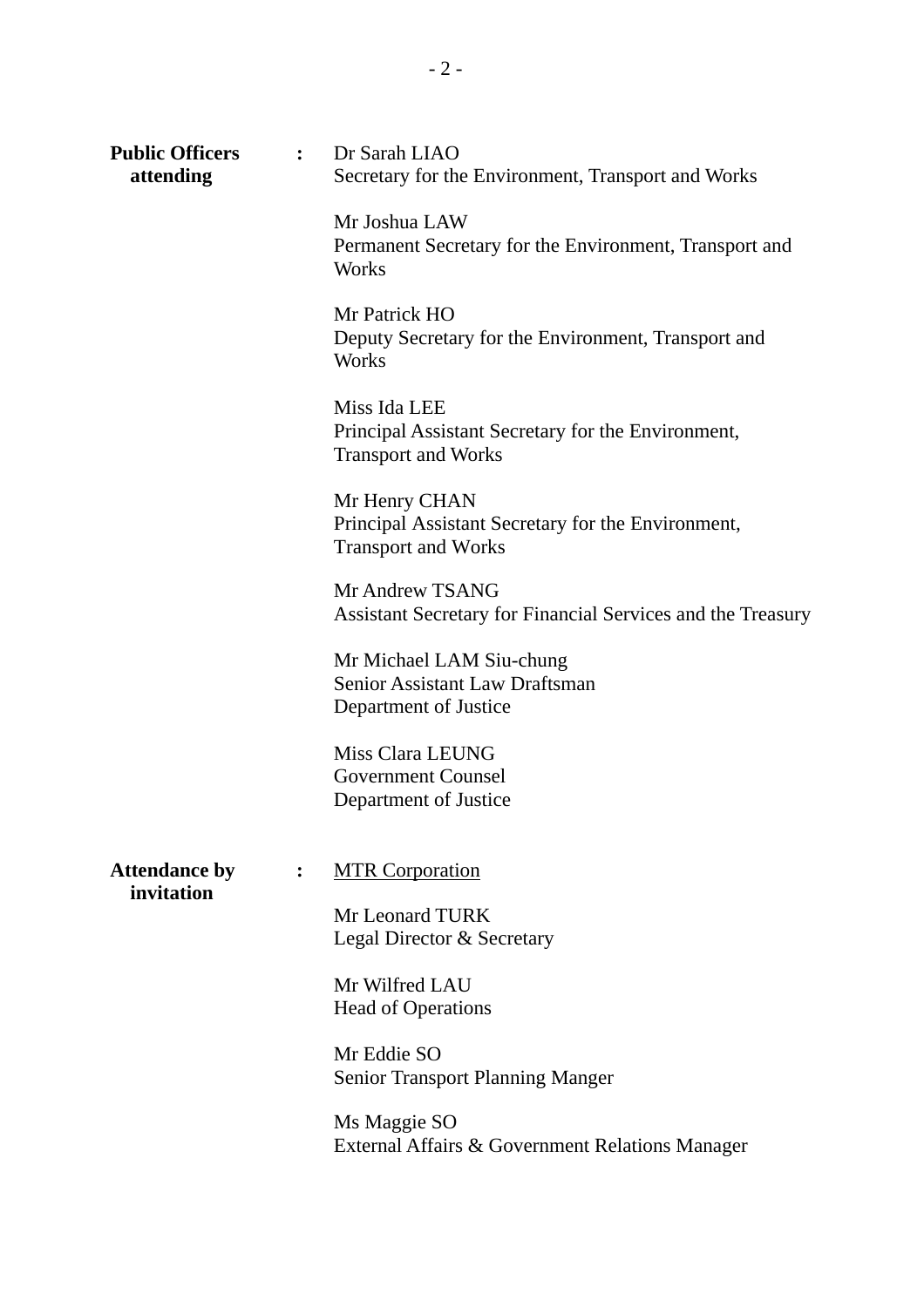**Public Officers attending** :

Dr Sarah LIAO
Secretary for the Environment, Transport and Works

Mr Joshua LAW
Permanent Secretary for the Environment, Transport and Works

Mr Patrick HO
Deputy Secretary for the Environment, Transport and Works

Miss Ida LEE
Principal Assistant Secretary for the Environment, Transport and Works

Mr Henry CHAN
Principal Assistant Secretary for the Environment, Transport and Works

Mr Andrew TSANG
Assistant Secretary for Financial Services and the Treasury

Mr Michael LAM Siu-chung
Senior Assistant Law Draftsman
Department of Justice

Miss Clara LEUNG
Government Counsel
Department of Justice

**Attendance by invitation** :

<u>MTR Corporation</u>

Mr Leonard TURK
Legal Director & Secretary

Mr Wilfred LAU
Head of Operations

Mr Eddie SO
Senior Transport Planning Manger

Ms Maggie SO
External Affairs & Government Relations Manager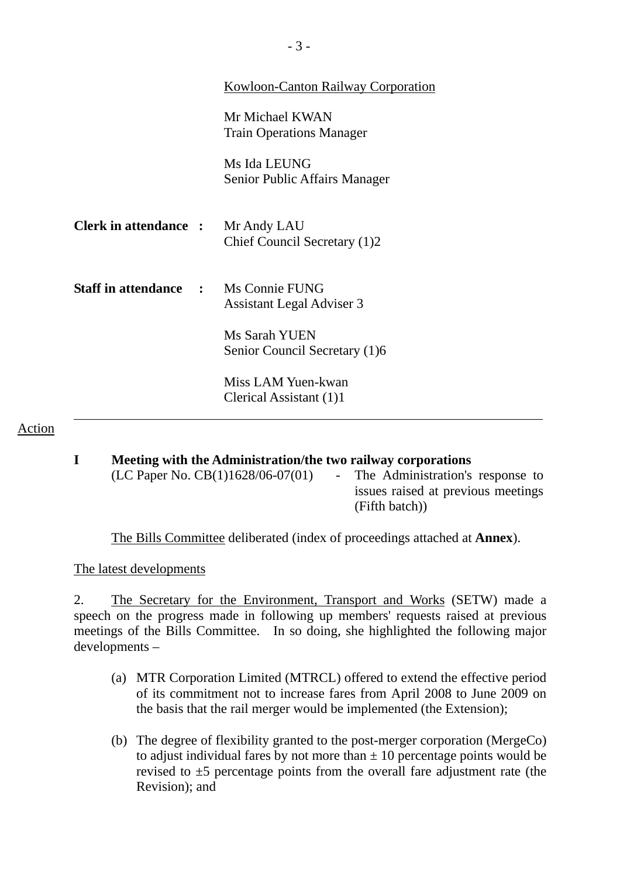<u>Kowloon-Canton Railway Corporation</u>

Mr Michael KWAN
Train Operations Manager

Ms Ida LEUNG
Senior Public Affairs Manager

**Clerk in attendance :** Mr Andy LAU
Chief Council Secretary (1)2

**Staff in attendance :** Ms Connie FUNG
Assistant Legal Adviser 3

Ms Sarah YUEN
Senior Council Secretary (1)6

Miss LAM Yuen-kwan
Clerical Assistant (1)1

---

<u>Action</u>

**I Meeting with the Administration/the two railway corporations**
(LC Paper No. CB(1)1628/06-07(01) - The Administration's response to issues raised at previous meetings (Fifth batch))

<u>The Bills Committee</u> deliberated (index of proceedings attached at **Annex**).

<u>The latest developments</u>

2. <u>The Secretary for the Environment, Transport and Works</u> (SETW) made a speech on the progress made in following up members' requests raised at previous meetings of the Bills Committee. In so doing, she highlighted the following major developments –

(a) MTR Corporation Limited (MTRCL) offered to extend the effective period of its commitment not to increase fares from April 2008 to June 2009 on the basis that the rail merger would be implemented (the Extension);

(b) The degree of flexibility granted to the post-merger corporation (MergeCo) to adjust individual fares by not more than ± 10 percentage points would be revised to ±5 percentage points from the overall fare adjustment rate (the Revision); and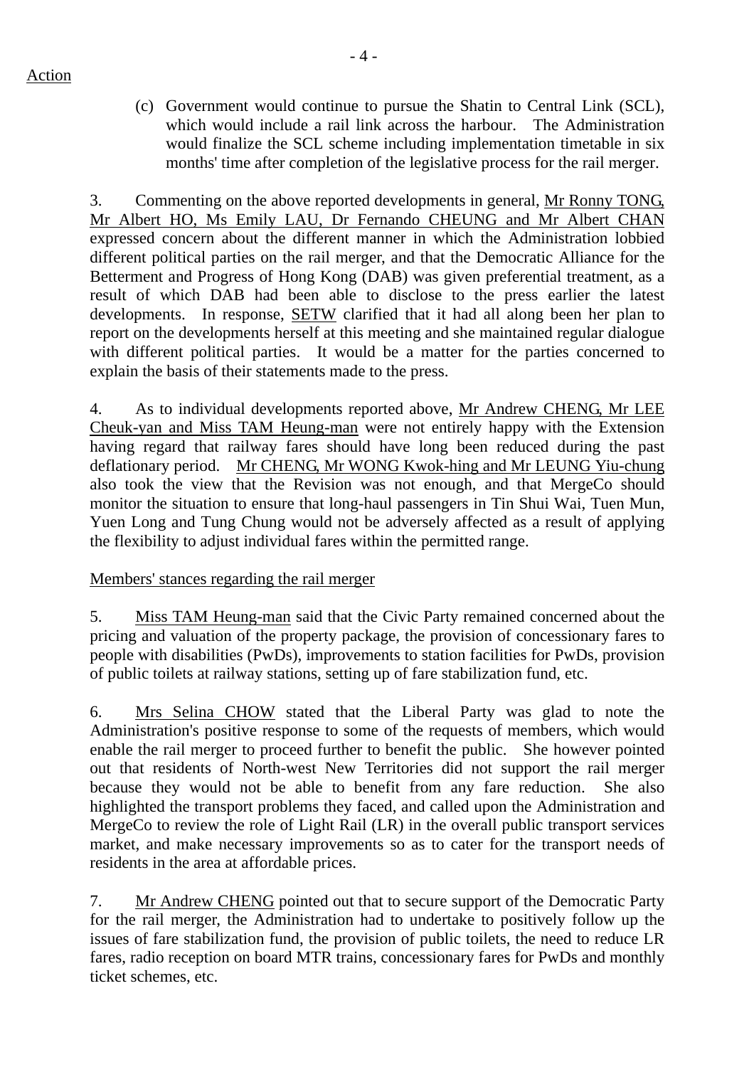Action

(c) Government would continue to pursue the Shatin to Central Link (SCL), which would include a rail link across the harbour. The Administration would finalize the SCL scheme including implementation timetable in six months' time after completion of the legislative process for the rail merger.

3. Commenting on the above reported developments in general, Mr Ronny TONG, Mr Albert HO, Ms Emily LAU, Dr Fernando CHEUNG and Mr Albert CHAN expressed concern about the different manner in which the Administration lobbied different political parties on the rail merger, and that the Democratic Alliance for the Betterment and Progress of Hong Kong (DAB) was given preferential treatment, as a result of which DAB had been able to disclose to the press earlier the latest developments. In response, SETW clarified that it had all along been her plan to report on the developments herself at this meeting and she maintained regular dialogue with different political parties. It would be a matter for the parties concerned to explain the basis of their statements made to the press.

4. As to individual developments reported above, Mr Andrew CHENG, Mr LEE Cheuk-yan and Miss TAM Heung-man were not entirely happy with the Extension having regard that railway fares should have long been reduced during the past deflationary period. Mr CHENG, Mr WONG Kwok-hing and Mr LEUNG Yiu-chung also took the view that the Revision was not enough, and that MergeCo should monitor the situation to ensure that long-haul passengers in Tin Shui Wai, Tuen Mun, Yuen Long and Tung Chung would not be adversely affected as a result of applying the flexibility to adjust individual fares within the permitted range.

Members' stances regarding the rail merger

5. Miss TAM Heung-man said that the Civic Party remained concerned about the pricing and valuation of the property package, the provision of concessionary fares to people with disabilities (PwDs), improvements to station facilities for PwDs, provision of public toilets at railway stations, setting up of fare stabilization fund, etc.

6. Mrs Selina CHOW stated that the Liberal Party was glad to note the Administration's positive response to some of the requests of members, which would enable the rail merger to proceed further to benefit the public. She however pointed out that residents of North-west New Territories did not support the rail merger because they would not be able to benefit from any fare reduction. She also highlighted the transport problems they faced, and called upon the Administration and MergeCo to review the role of Light Rail (LR) in the overall public transport services market, and make necessary improvements so as to cater for the transport needs of residents in the area at affordable prices.

7. Mr Andrew CHENG pointed out that to secure support of the Democratic Party for the rail merger, the Administration had to undertake to positively follow up the issues of fare stabilization fund, the provision of public toilets, the need to reduce LR fares, radio reception on board MTR trains, concessionary fares for PwDs and monthly ticket schemes, etc.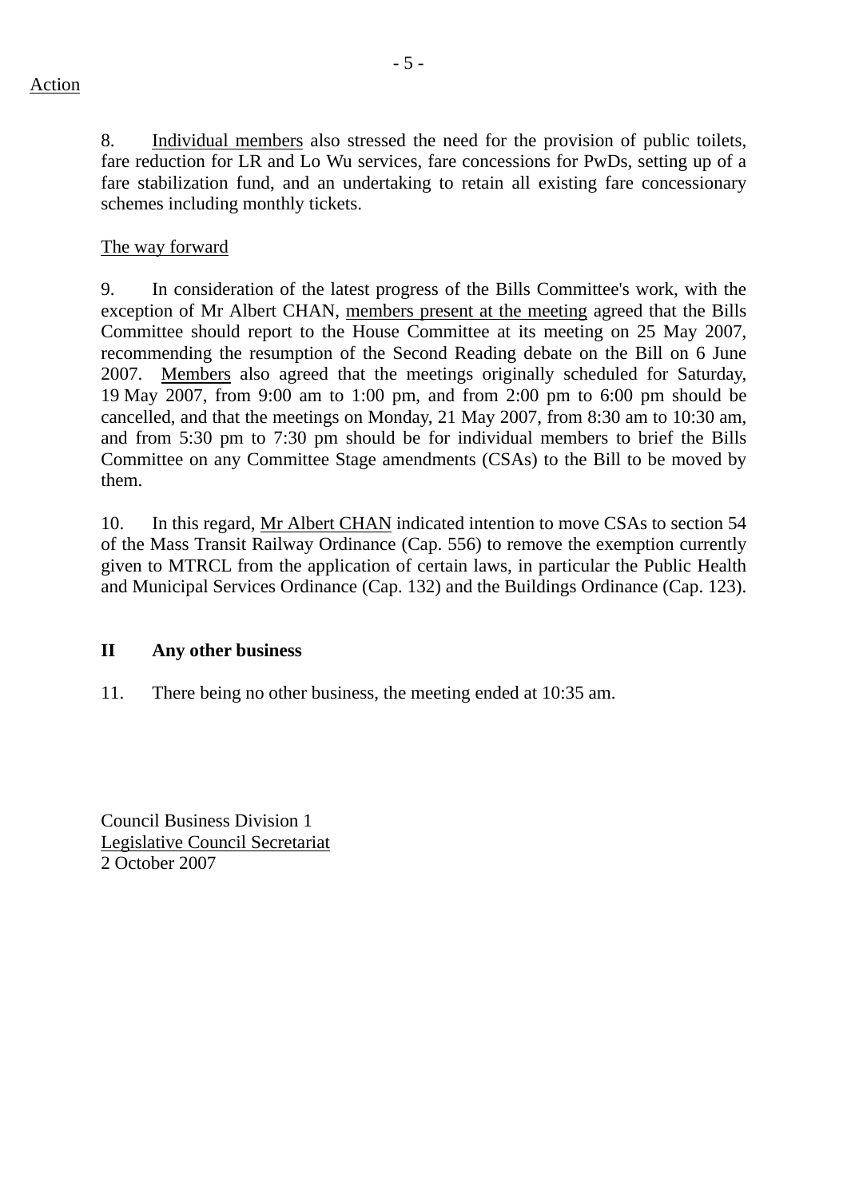Action

8. Individual members also stressed the need for the provision of public toilets, fare reduction for LR and Lo Wu services, fare concessions for PwDs, setting up of a fare stabilization fund, and an undertaking to retain all existing fare concessionary schemes including monthly tickets.

The way forward

9. In consideration of the latest progress of the Bills Committee's work, with the exception of Mr Albert CHAN, members present at the meeting agreed that the Bills Committee should report to the House Committee at its meeting on 25 May 2007, recommending the resumption of the Second Reading debate on the Bill on 6 June 2007. Members also agreed that the meetings originally scheduled for Saturday, 19 May 2007, from 9:00 am to 1:00 pm, and from 2:00 pm to 6:00 pm should be cancelled, and that the meetings on Monday, 21 May 2007, from 8:30 am to 10:30 am, and from 5:30 pm to 7:30 pm should be for individual members to brief the Bills Committee on any Committee Stage amendments (CSAs) to the Bill to be moved by them.

10. In this regard, Mr Albert CHAN indicated intention to move CSAs to section 54 of the Mass Transit Railway Ordinance (Cap. 556) to remove the exemption currently given to MTRCL from the application of certain laws, in particular the Public Health and Municipal Services Ordinance (Cap. 132) and the Buildings Ordinance (Cap. 123).

## II Any other business

11. There being no other business, the meeting ended at 10:35 am.

Council Business Division 1
Legislative Council Secretariat
2 October 2007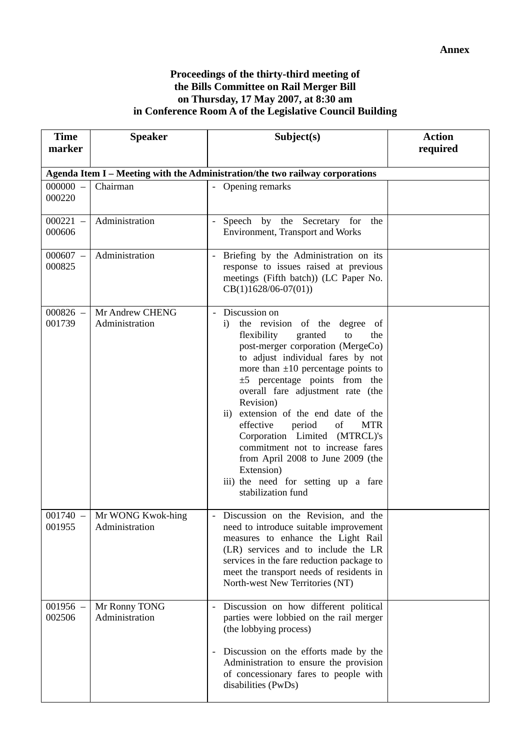**Annex**

**Proceedings of the thirty-third meeting of the Bills Committee on Rail Merger Bill on Thursday, 17 May 2007, at 8:30 am in Conference Room A of the Legislative Council Building**

| Time marker | Speaker | Subject(s) | Action required |
|---|---|---|---|
| **Agenda Item I – Meeting with the Administration/the two railway corporations** | | | |
| 000000 – 000220 | Chairman | - Opening remarks | |
| 000221 – 000606 | Administration | - Speech by the Secretary for the Environment, Transport and Works | |
| 000607 – 000825 | Administration | - Briefing by the Administration on its response to issues raised at previous meetings (Fifth batch)) (LC Paper No. CB(1)1628/06-07(01)) | |
| 000826 – 001739 | Mr Andrew CHENG<br>Administration | - Discussion on<br>i) the revision of the degree of flexibility granted to the post-merger corporation (MergeCo) to adjust individual fares by not more than ±10 percentage points to ±5 percentage points from the overall fare adjustment rate (the Revision)<br>ii) extension of the end date of the effective period of MTR Corporation Limited (MTRCL)'s commitment not to increase fares from April 2008 to June 2009 (the Extension)<br>iii) the need for setting up a fare stabilization fund | |
| 001740 – 001955 | Mr WONG Kwok-hing<br>Administration | - Discussion on the Revision, and the need to introduce suitable improvement measures to enhance the Light Rail (LR) services and to include the LR services in the fare reduction package to meet the transport needs of residents in North-west New Territories (NT) | |
| 001956 – 002506 | Mr Ronny TONG<br>Administration | - Discussion on how different political parties were lobbied on the rail merger (the lobbying process)<br><br>- Discussion on the efforts made by the Administration to ensure the provision of concessionary fares to people with disabilities (PwDs) | |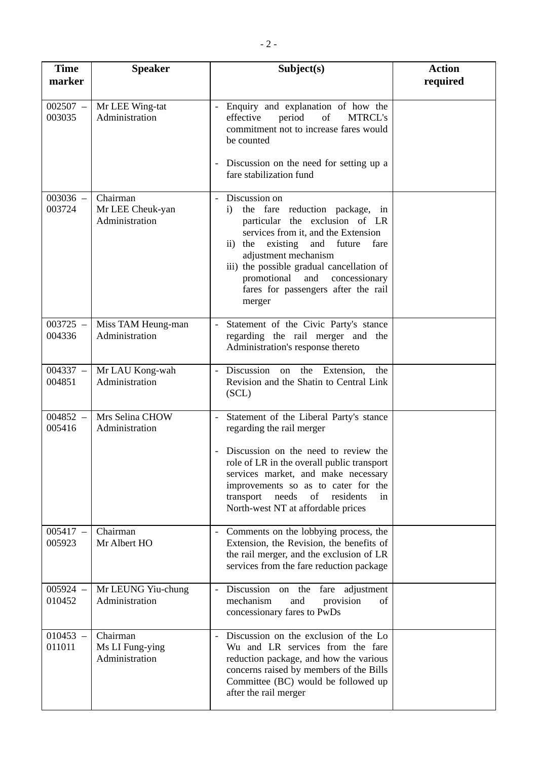| Time marker | Speaker | Subject(s) | Action required |
|---|---|---|---|
| 002507 – 003035 | Mr LEE Wing-tat<br>Administration | - Enquiry and explanation of how the effective period of MTRCL's commitment not to increase fares would be counted<br><br>- Discussion on the need for setting up a fare stabilization fund | |
| 003036 – 003724 | Chairman<br>Mr LEE Cheuk-yan<br>Administration | - Discussion on<br>i) the fare reduction package, in particular the exclusion of LR services from it, and the Extension<br>ii) the existing and future fare adjustment mechanism<br>iii) the possible gradual cancellation of promotional and concessionary fares for passengers after the rail merger | |
| 003725 – 004336 | Miss TAM Heung-man<br>Administration | - Statement of the Civic Party's stance regarding the rail merger and the Administration's response thereto | |
| 004337 – 004851 | Mr LAU Kong-wah<br>Administration | - Discussion on the Extension, the Revision and the Shatin to Central Link (SCL) | |
| 004852 – 005416 | Mrs Selina CHOW<br>Administration | - Statement of the Liberal Party's stance regarding the rail merger<br><br>- Discussion on the need to review the role of LR in the overall public transport services market, and make necessary improvements so as to cater for the transport needs of residents in North-west NT at affordable prices | |
| 005417 – 005923 | Chairman<br>Mr Albert HO | - Comments on the lobbying process, the Extension, the Revision, the benefits of the rail merger, and the exclusion of LR services from the fare reduction package | |
| 005924 – 010452 | Mr LEUNG Yiu-chung<br>Administration | - Discussion on the fare adjustment mechanism and provision of concessionary fares to PwDs | |
| 010453 – 011011 | Chairman<br>Ms LI Fung-ying<br>Administration | - Discussion on the exclusion of the Lo Wu and LR services from the fare reduction package, and how the various concerns raised by members of the Bills Committee (BC) would be followed up after the rail merger | |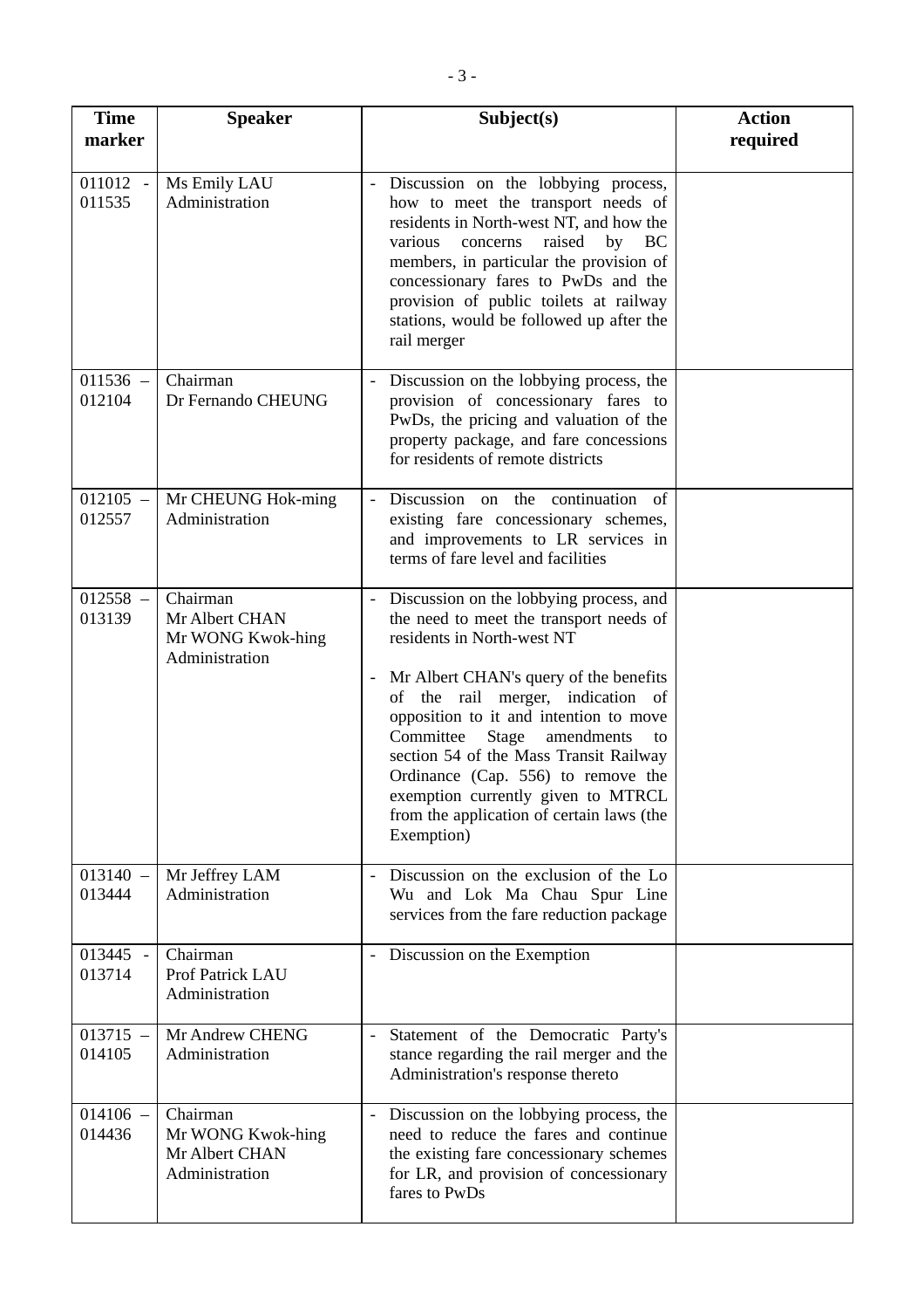| Time marker | Speaker | Subject(s) | Action required |
|---|---|---|---|
| 011012 - 011535 | Ms Emily LAU<br>Administration | - Discussion on the lobbying process, how to meet the transport needs of residents in North-west NT, and how the various concerns raised by BC members, in particular the provision of concessionary fares to PwDs and the provision of public toilets at railway stations, would be followed up after the rail merger | |
| 011536 – 012104 | Chairman<br>Dr Fernando CHEUNG | - Discussion on the lobbying process, the provision of concessionary fares to PwDs, the pricing and valuation of the property package, and fare concessions for residents of remote districts | |
| 012105 – 012557 | Mr CHEUNG Hok-ming<br>Administration | - Discussion on the continuation of existing fare concessionary schemes, and improvements to LR services in terms of fare level and facilities | |
| 012558 – 013139 | Chairman<br>Mr Albert CHAN<br>Mr WONG Kwok-hing<br>Administration | - Discussion on the lobbying process, and the need to meet the transport needs of residents in North-west NT<br><br>- Mr Albert CHAN's query of the benefits of the rail merger, indication of opposition to it and intention to move Committee Stage amendments to section 54 of the Mass Transit Railway Ordinance (Cap. 556) to remove the exemption currently given to MTRCL from the application of certain laws (the Exemption) | |
| 013140 – 013444 | Mr Jeffrey LAM<br>Administration | - Discussion on the exclusion of the Lo Wu and Lok Ma Chau Spur Line services from the fare reduction package | |
| 013445 - 013714 | Chairman<br>Prof Patrick LAU<br>Administration | - Discussion on the Exemption | |
| 013715 – 014105 | Mr Andrew CHENG<br>Administration | - Statement of the Democratic Party's stance regarding the rail merger and the Administration's response thereto | |
| 014106 – 014436 | Chairman<br>Mr WONG Kwok-hing<br>Mr Albert CHAN<br>Administration | - Discussion on the lobbying process, the need to reduce the fares and continue the existing fare concessionary schemes for LR, and provision of concessionary fares to PwDs | |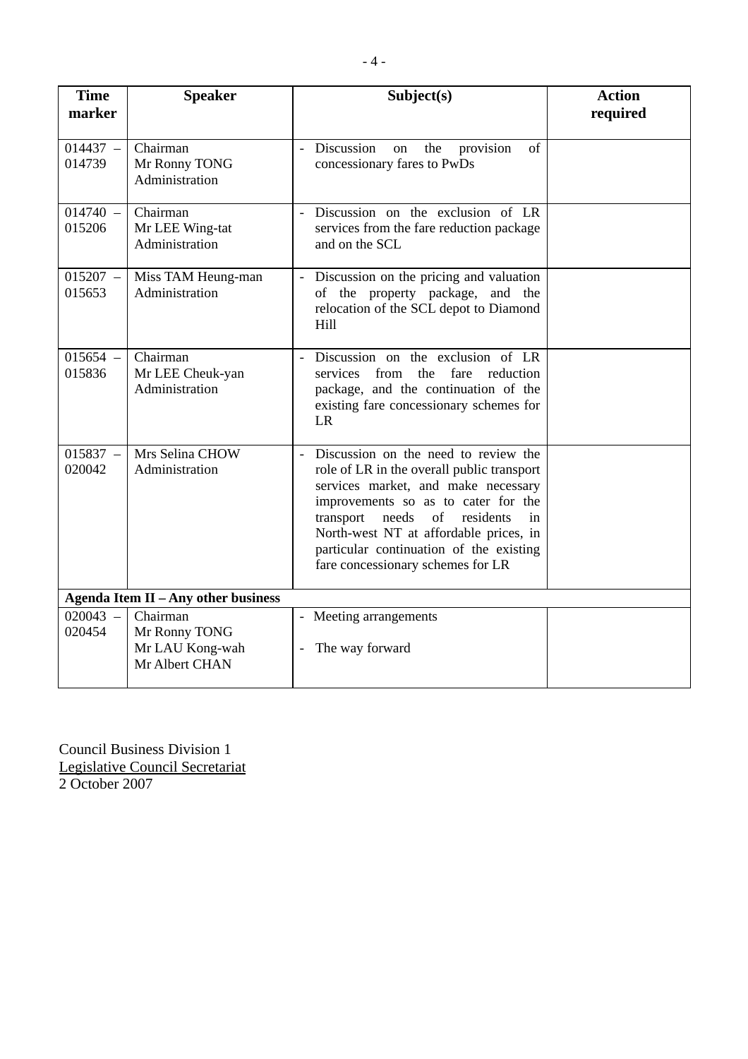| Time marker | Speaker | Subject(s) | Action required |
|---|---|---|---|
| 014437 – 014739 | Chairman<br>Mr Ronny TONG<br>Administration | - Discussion on the provision of concessionary fares to PwDs | |
| 014740 – 015206 | Chairman<br>Mr LEE Wing-tat<br>Administration | - Discussion on the exclusion of LR services from the fare reduction package and on the SCL | |
| 015207 – 015653 | Miss TAM Heung-man<br>Administration | - Discussion on the pricing and valuation of the property package, and the relocation of the SCL depot to Diamond Hill | |
| 015654 – 015836 | Chairman<br>Mr LEE Cheuk-yan<br>Administration | - Discussion on the exclusion of LR services from the fare reduction package, and the continuation of the existing fare concessionary schemes for LR | |
| 015837 – 020042 | Mrs Selina CHOW<br>Administration | - Discussion on the need to review the role of LR in the overall public transport services market, and make necessary improvements so as to cater for the transport needs of residents in North-west NT at affordable prices, in particular continuation of the existing fare concessionary schemes for LR | |
| **Agenda Item II – Any other business** | | | |
| 020043 – 020454 | Chairman<br>Mr Ronny TONG<br>Mr LAU Kong-wah<br>Mr Albert CHAN | - Meeting arrangements<br><br>- The way forward | |

Council Business Division 1
Legislative Council Secretariat
2 October 2007